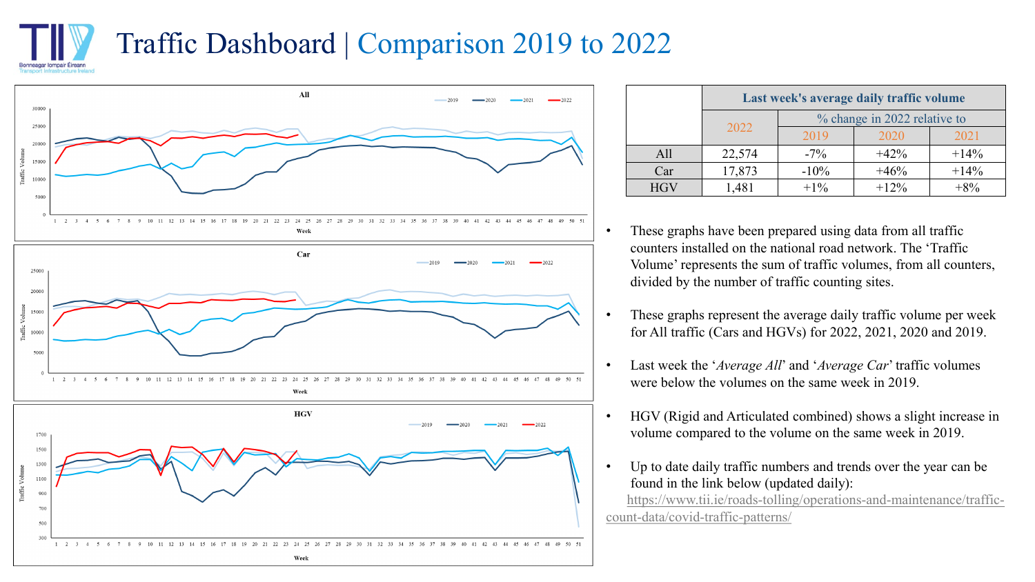# Traffic Dashboard | Comparison 2019 to 2022

| | Last week's average daily traffic volume | | | |
|---|---|---|---|---|
| | 2022 | % change in 2022 relative to | | |
| | | 2019 | 2020 | 2021 |
| All | 22,574 | -7% | +42% | +14% |
| Car | 17,873 | -10% | +46% | +14% |
| HGV | 1,481 | +1% | +12% | +8% |

- These graphs have been prepared using data from all traffic counters installed on the national road network. The 'Traffic Volume' represents the sum of traffic volumes, from all counters, divided by the number of traffic counting sites.
- These graphs represent the average daily traffic volume per week for All traffic (Cars and HGVs) for 2022, 2021, 2020 and 2019.
- Last week the '*Average All*' and '*Average Car*' traffic volumes were below the volumes on the same week in 2019.
- HGV (Rigid and Articulated combined) shows a slight increase in volume compared to the volume on the same week in 2019.
- Up to date daily traffic numbers and trends over the year can be found in the link below (updated daily):

https://www.tii.ie/roads-tolling/operations-and-maintenance/traffic-count-data/covid-traffic-patterns/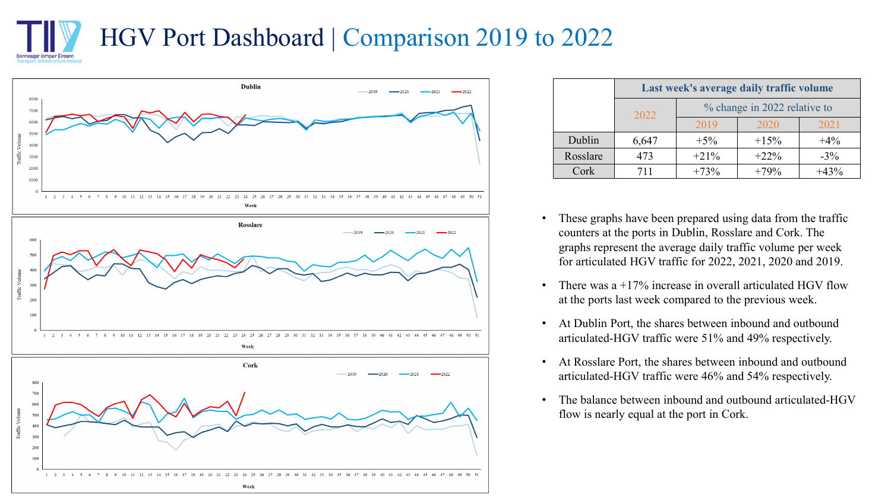# HGV Port Dashboard | Comparison 2019 to 2022

Dublin

2019 2020 2021 2022

Traffic Volume

8000 7000 6000 5000 4000 3000 2000 1000 0

1 2 3 4 5 6 7 8 9 10 11 12 13 14 15 16 17 18 19 20 21 22 23 24 25 26 27 28 29 30 31 32 33 34 35 36 37 38 39 40 41 42 43 44 45 46 47 48 49 50 51

Week

Rosslare

2019 2020 2021 2022

Traffic Volume

600 500 400 300 200 100 0

1 2 3 4 5 6 7 8 9 10 11 12 13 14 15 16 17 18 19 20 21 22 23 24 25 26 27 28 29 30 31 32 33 34 35 36 37 38 39 40 41 42 43 44 45 46 47 48 49 50 51

Week

Cork

2019 2020 2021 2022

Traffic Volume

800 700 600 500 400 300 200 100 0

1 2 3 4 5 6 7 8 9 10 11 12 13 14 15 16 17 18 19 20 21 22 23 24 25 26 27 28 29 30 31 32 33 34 35 36 37 38 39 40 41 42 43 44 45 46 47 48 49 50 51

Week

| | Last week's average daily traffic volume | | | |
|---|---|---|---|---|
| | 2022 | % change in 2022 relative to | | |
| | | 2019 | 2020 | 2021 |
| Dublin | 6,647 | +5% | +15% | +4% |
| Rosslare | 473 | +21% | +22% | -3% |
| Cork | 711 | +73% | +79% | +43% |

- These graphs have been prepared using data from the traffic counters at the ports in Dublin, Rosslare and Cork. The graphs represent the average daily traffic volume per week for articulated HGV traffic for 2022, 2021, 2020 and 2019.
- There was a +17% increase in overall articulated HGV flow at the ports last week compared to the previous week.
- At Dublin Port, the shares between inbound and outbound articulated-HGV traffic were 51% and 49% respectively.
- At Rosslare Port, the shares between inbound and outbound articulated-HGV traffic were 46% and 54% respectively.
- The balance between inbound and outbound articulated-HGV flow is nearly equal at the port in Cork.